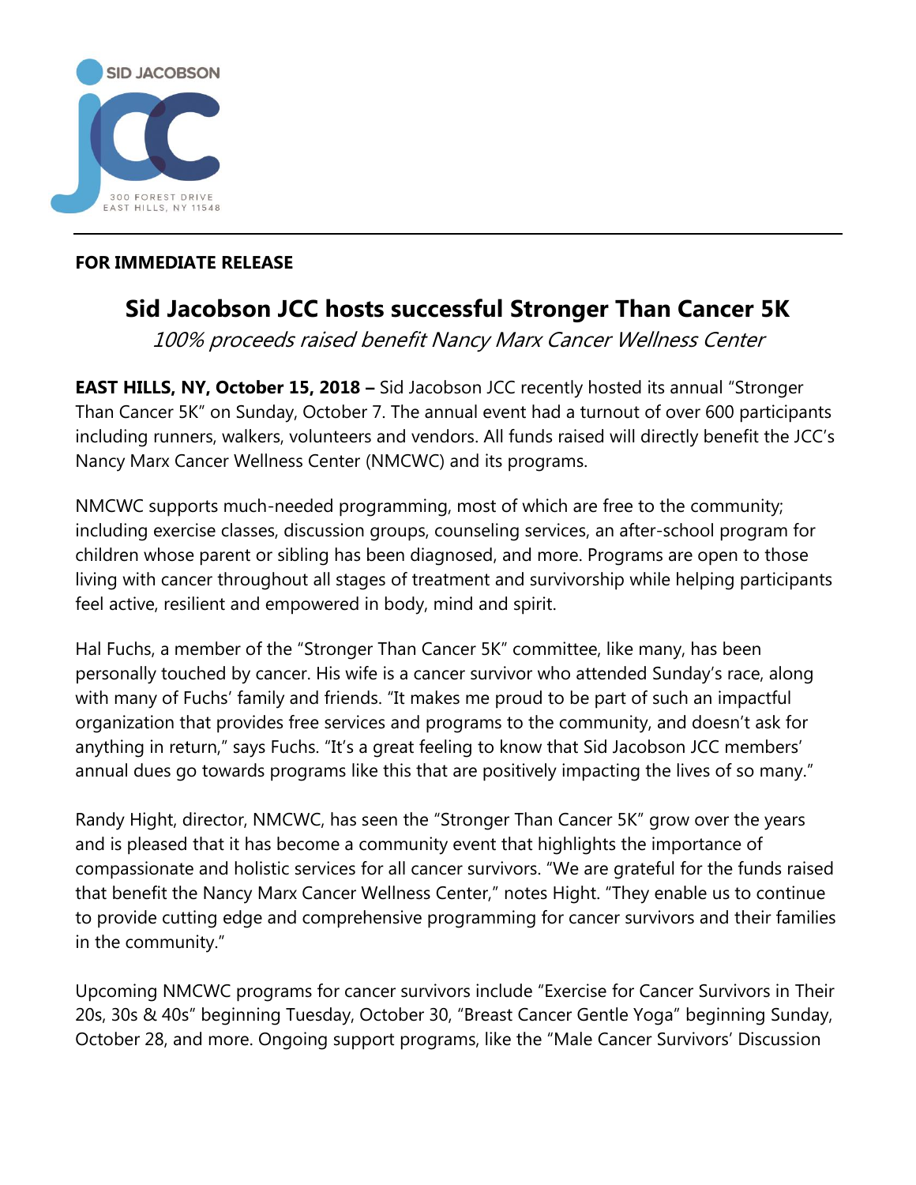SID JACOBSON

JCC

300 FOREST DRIVE
EAST HILLS, NY 11548

---

**FOR IMMEDIATE RELEASE**

# Sid Jacobson JCC hosts successful Stronger Than Cancer 5K

*100% proceeds raised benefit Nancy Marx Cancer Wellness Center*

**EAST HILLS, NY, October 15, 2018 –** Sid Jacobson JCC recently hosted its annual "Stronger Than Cancer 5K" on Sunday, October 7. The annual event had a turnout of over 600 participants including runners, walkers, volunteers and vendors. All funds raised will directly benefit the JCC's Nancy Marx Cancer Wellness Center (NMCWC) and its programs.

NMCWC supports much-needed programming, most of which are free to the community; including exercise classes, discussion groups, counseling services, an after-school program for children whose parent or sibling has been diagnosed, and more. Programs are open to those living with cancer throughout all stages of treatment and survivorship while helping participants feel active, resilient and empowered in body, mind and spirit.

Hal Fuchs, a member of the "Stronger Than Cancer 5K" committee, like many, has been personally touched by cancer. His wife is a cancer survivor who attended Sunday's race, along with many of Fuchs' family and friends. "It makes me proud to be part of such an impactful organization that provides free services and programs to the community, and doesn't ask for anything in return," says Fuchs. "It's a great feeling to know that Sid Jacobson JCC members' annual dues go towards programs like this that are positively impacting the lives of so many."

Randy Hight, director, NMCWC, has seen the "Stronger Than Cancer 5K" grow over the years and is pleased that it has become a community event that highlights the importance of compassionate and holistic services for all cancer survivors. "We are grateful for the funds raised that benefit the Nancy Marx Cancer Wellness Center," notes Hight. "They enable us to continue to provide cutting edge and comprehensive programming for cancer survivors and their families in the community."

Upcoming NMCWC programs for cancer survivors include "Exercise for Cancer Survivors in Their 20s, 30s & 40s" beginning Tuesday, October 30, "Breast Cancer Gentle Yoga" beginning Sunday, October 28, and more. Ongoing support programs, like the "Male Cancer Survivors' Discussion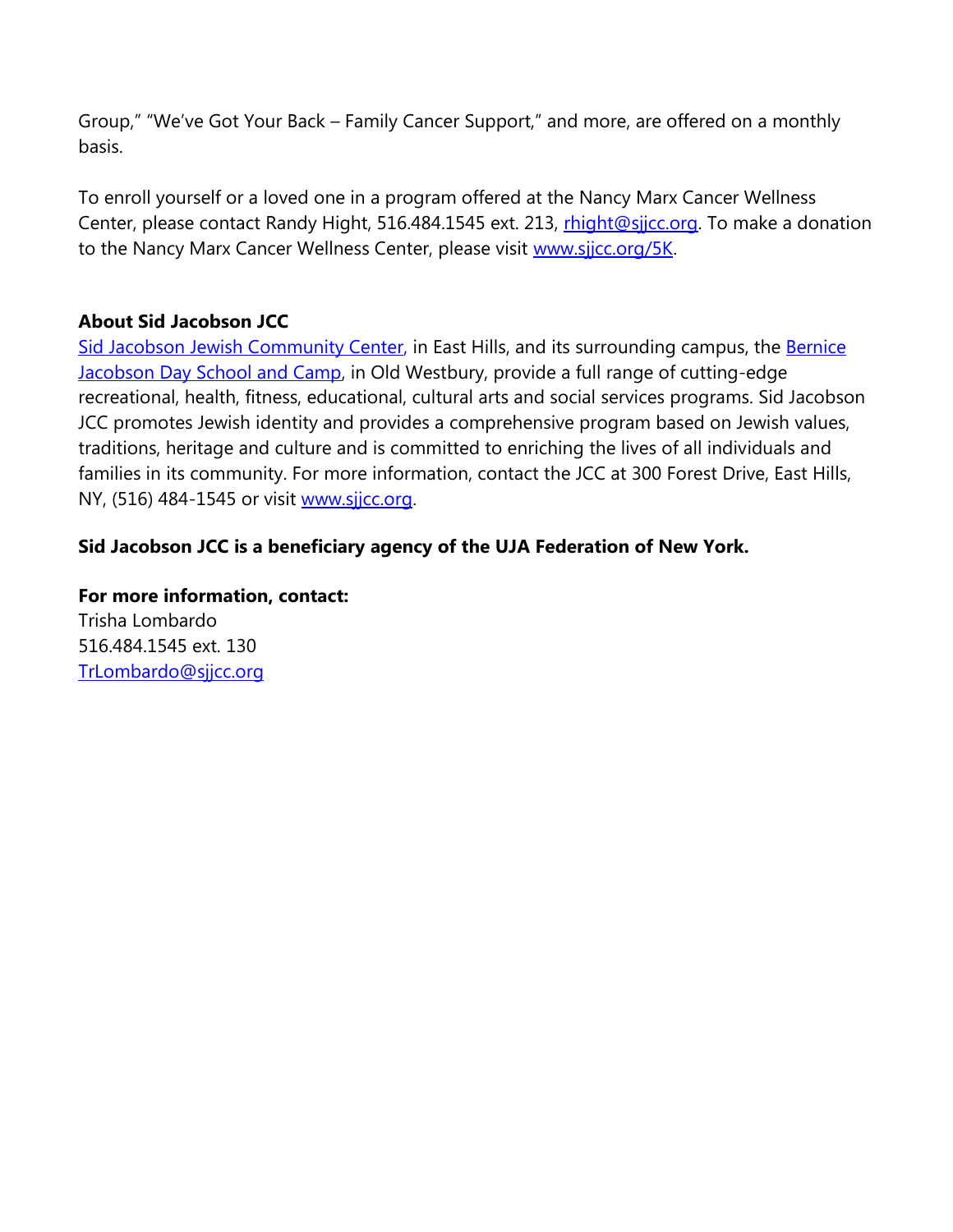Group," "We've Got Your Back – Family Cancer Support," and more, are offered on a monthly basis.

To enroll yourself or a loved one in a program offered at the Nancy Marx Cancer Wellness Center, please contact Randy Hight, 516.484.1545 ext. 213, rhight@sjjcc.org. To make a donation to the Nancy Marx Cancer Wellness Center, please visit www.sjjcc.org/5K.

**About Sid Jacobson JCC**
Sid Jacobson Jewish Community Center, in East Hills, and its surrounding campus, the Bernice Jacobson Day School and Camp, in Old Westbury, provide a full range of cutting-edge recreational, health, fitness, educational, cultural arts and social services programs. Sid Jacobson JCC promotes Jewish identity and provides a comprehensive program based on Jewish values, traditions, heritage and culture and is committed to enriching the lives of all individuals and families in its community. For more information, contact the JCC at 300 Forest Drive, East Hills, NY, (516) 484-1545 or visit www.sjjcc.org.

**Sid Jacobson JCC is a beneficiary agency of the UJA Federation of New York.**

**For more information, contact:**
Trisha Lombardo
516.484.1545 ext. 130
TrLombardo@sjjcc.org